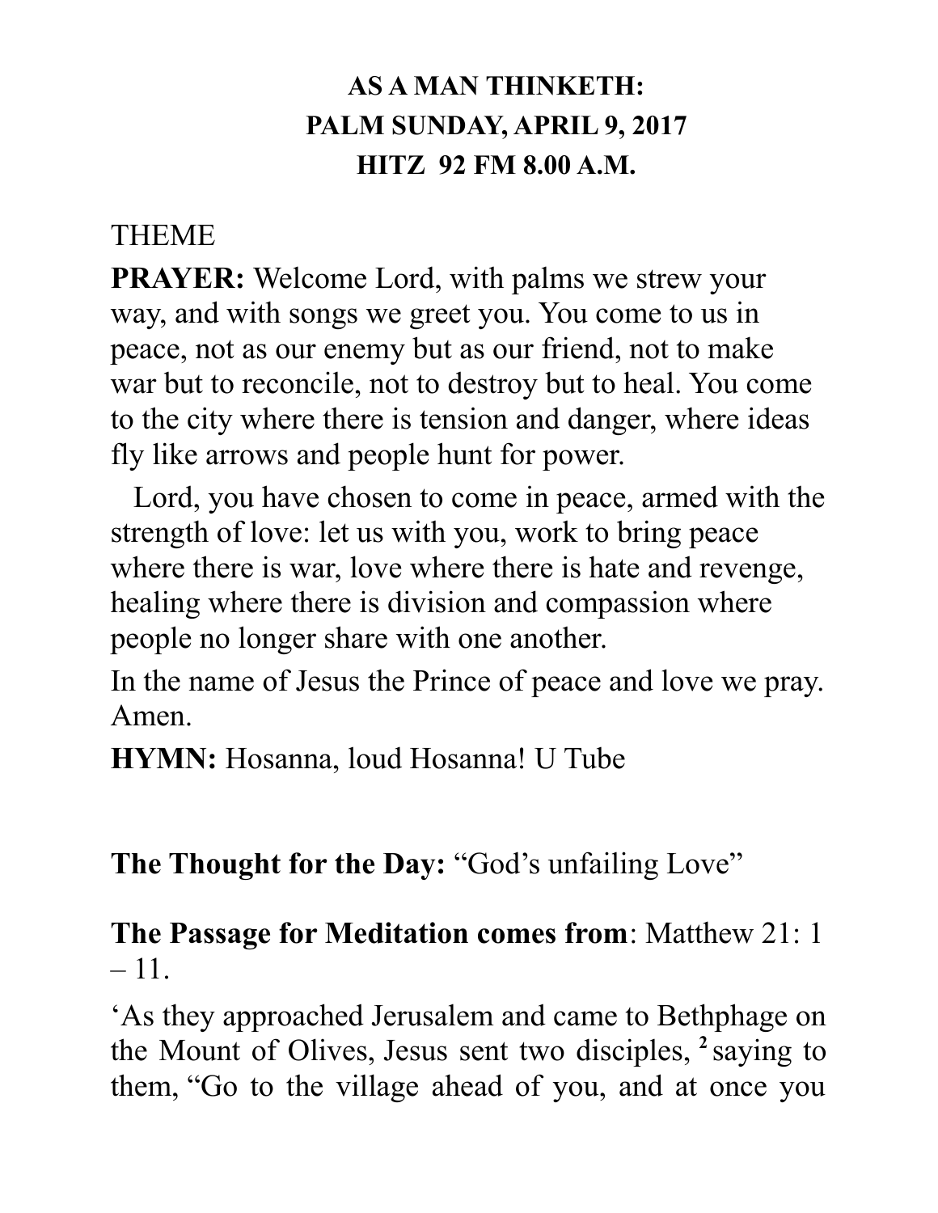**AS A MAN THINKETH:**
**PALM SUNDAY, APRIL 9, 2017**
**HITZ 92 FM 8.00 A.M.**

THEME

**PRAYER:** Welcome Lord, with palms we strew your way, and with songs we greet you. You come to us in peace, not as our enemy but as our friend, not to make war but to reconcile, not to destroy but to heal. You come to the city where there is tension and danger, where ideas fly like arrows and people hunt for power.

Lord, you have chosen to come in peace, armed with the strength of love: let us with you, work to bring peace where there is war, love where there is hate and revenge, healing where there is division and compassion where people no longer share with one another.

In the name of Jesus the Prince of peace and love we pray. Amen.

**HYMN:** Hosanna, loud Hosanna! U Tube

**The Thought for the Day:** "God's unfailing Love"

**The Passage for Meditation comes from**: Matthew 21: 1 – 11.

'As they approached Jerusalem and came to Bethphage on the Mount of Olives, Jesus sent two disciples, **2** saying to them, "Go to the village ahead of you, and at once you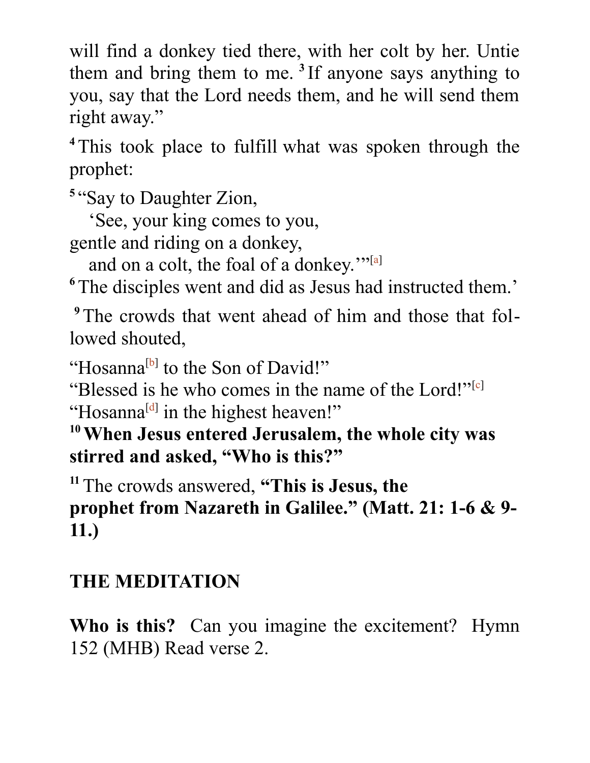will find a donkey tied there, with her colt by her. Untie them and bring them to me. [3] If anyone says anything to you, say that the Lord needs them, and he will send them right away."

[4] This took place to fulfill what was spoken through the prophet:

[5] "Say to Daughter Zion,
  'See, your king comes to you,
gentle and riding on a donkey,
  and on a colt, the foal of a donkey.'"[a]
[6] The disciples went and did as Jesus had instructed them.'

[9] The crowds that went ahead of him and those that followed shouted,

"Hosanna[b] to the Son of David!"
"Blessed is he who comes in the name of the Lord!"[c]
"Hosanna[d] in the highest heaven!"
**[10] When Jesus entered Jerusalem, the whole city was stirred and asked, "Who is this?"**

[11] The crowds answered, **"This is Jesus, the prophet from Nazareth in Galilee." (Matt. 21: 1-6 & 9-11.)**

**THE MEDITATION**

**Who is this?** Can you imagine the excitement? Hymn 152 (MHB) Read verse 2.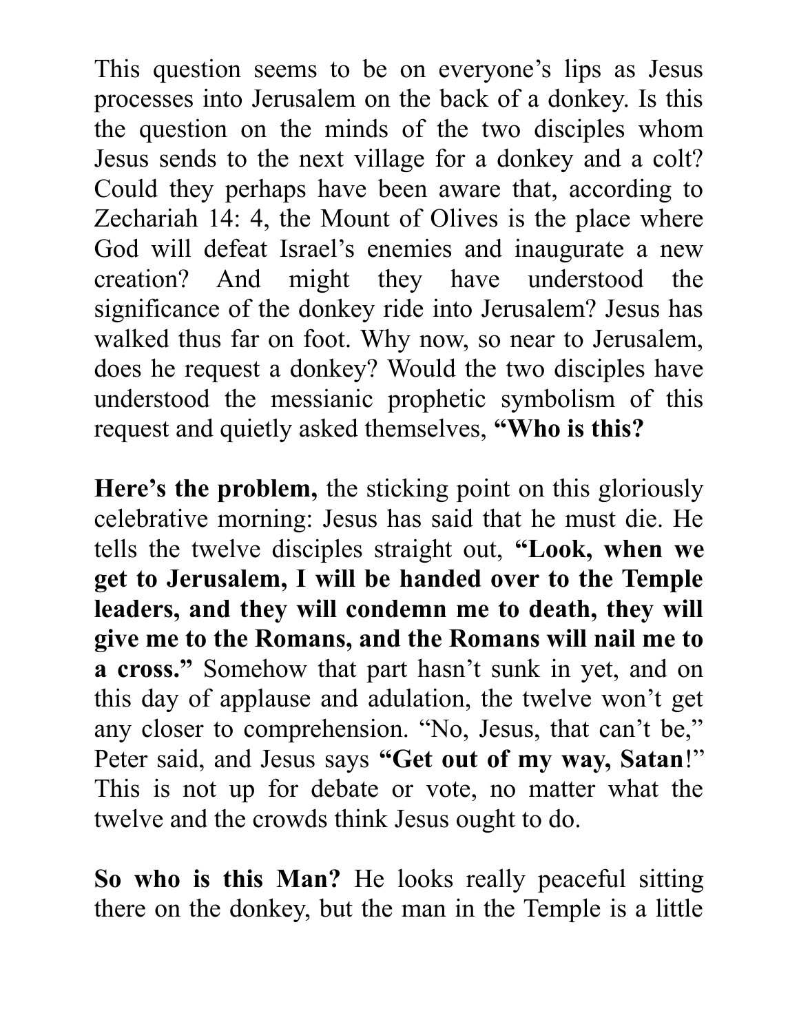This question seems to be on everyone's lips as Jesus processes into Jerusalem on the back of a donkey. Is this the question on the minds of the two disciples whom Jesus sends to the next village for a donkey and a colt? Could they perhaps have been aware that, according to Zechariah 14: 4, the Mount of Olives is the place where God will defeat Israel's enemies and inaugurate a new creation? And might they have understood the significance of the donkey ride into Jerusalem? Jesus has walked thus far on foot. Why now, so near to Jerusalem, does he request a donkey? Would the two disciples have understood the messianic prophetic symbolism of this request and quietly asked themselves, **"Who is this?**

**Here's the problem,** the sticking point on this gloriously celebrative morning: Jesus has said that he must die. He tells the twelve disciples straight out, **"Look, when we get to Jerusalem, I will be handed over to the Temple leaders, and they will condemn me to death, they will give me to the Romans, and the Romans will nail me to a cross."** Somehow that part hasn't sunk in yet, and on this day of applause and adulation, the twelve won't get any closer to comprehension. "No, Jesus, that can't be," Peter said, and Jesus says **"Get out of my way, Satan**!" This is not up for debate or vote, no matter what the twelve and the crowds think Jesus ought to do.

**So who is this Man?** He looks really peaceful sitting there on the donkey, but the man in the Temple is a little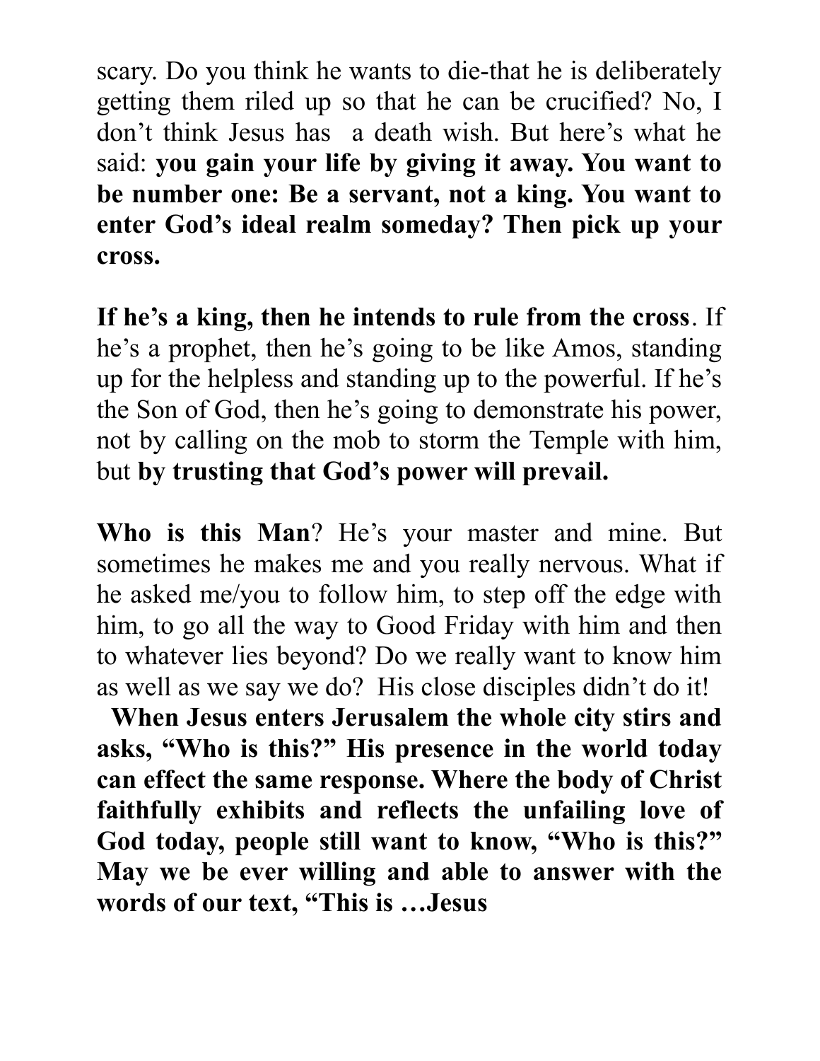scary. Do you think he wants to die-that he is deliberately getting them riled up so that he can be crucified? No, I don't think Jesus has a death wish. But here's what he said: **you gain your life by giving it away. You want to be number one: Be a servant, not a king. You want to enter God's ideal realm someday? Then pick up your cross.**

**If he's a king, then he intends to rule from the cross**. If he's a prophet, then he's going to be like Amos, standing up for the helpless and standing up to the powerful. If he's the Son of God, then he's going to demonstrate his power, not by calling on the mob to storm the Temple with him, but **by trusting that God's power will prevail.**

**Who is this Man**? He's your master and mine. But sometimes he makes me and you really nervous. What if he asked me/you to follow him, to step off the edge with him, to go all the way to Good Friday with him and then to whatever lies beyond? Do we really want to know him as well as we say we do? His close disciples didn't do it!

**When Jesus enters Jerusalem the whole city stirs and asks, "Who is this?" His presence in the world today can effect the same response. Where the body of Christ faithfully exhibits and reflects the unfailing love of God today, people still want to know, "Who is this?" May we be ever willing and able to answer with the words of our text, "This is …Jesus**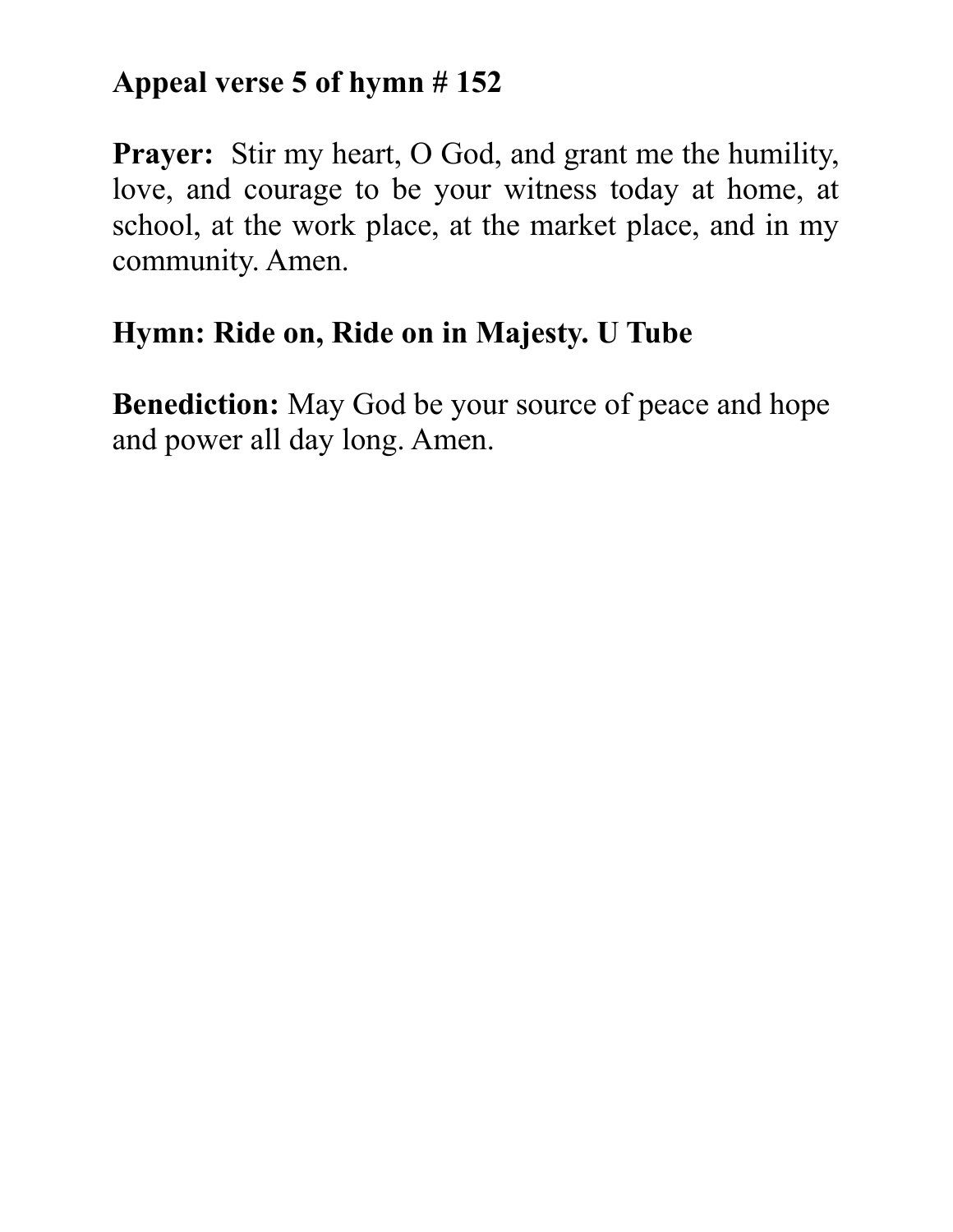**Appeal verse 5 of hymn # 152**

**Prayer:** Stir my heart, O God, and grant me the humility, love, and courage to be your witness today at home, at school, at the work place, at the market place, and in my community. Amen.

**Hymn: Ride on, Ride on in Majesty. U Tube**

**Benediction:** May God be your source of peace and hope and power all day long. Amen.